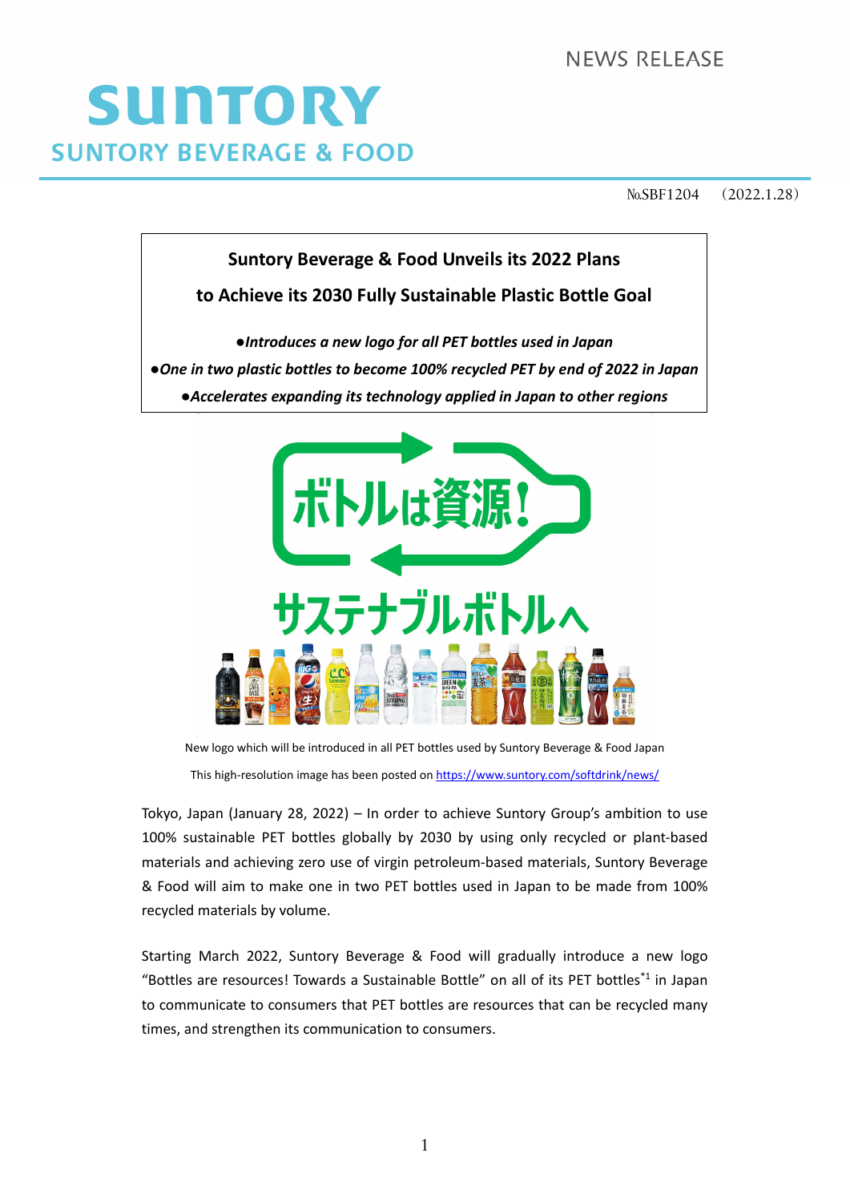NEWS RELEASE

SUNTORY

SUNTORY BEVERAGE & FOOD

№SBF1204　（2022.1.28）

# Suntory Beverage & Food Unveils its 2022 Plans to Achieve its 2030 Fully Sustainable Plastic Bottle Goal

- ***Introduces a new logo for all PET bottles used in Japan***
- ***One in two plastic bottles to become 100% recycled PET by end of 2022 in Japan***
- ***Accelerates expanding its technology applied in Japan to other regions***

New logo which will be introduced in all PET bottles used by Suntory Beverage & Food Japan

This high-resolution image has been posted on https://www.suntory.com/softdrink/news/

Tokyo, Japan (January 28, 2022) – In order to achieve Suntory Group's ambition to use 100% sustainable PET bottles globally by 2030 by using only recycled or plant-based materials and achieving zero use of virgin petroleum-based materials, Suntory Beverage & Food will aim to make one in two PET bottles used in Japan to be made from 100% recycled materials by volume.

Starting March 2022, Suntory Beverage & Food will gradually introduce a new logo "Bottles are resources! Towards a Sustainable Bottle" on all of its PET bottles[*1] in Japan to communicate to consumers that PET bottles are resources that can be recycled many times, and strengthen its communication to consumers.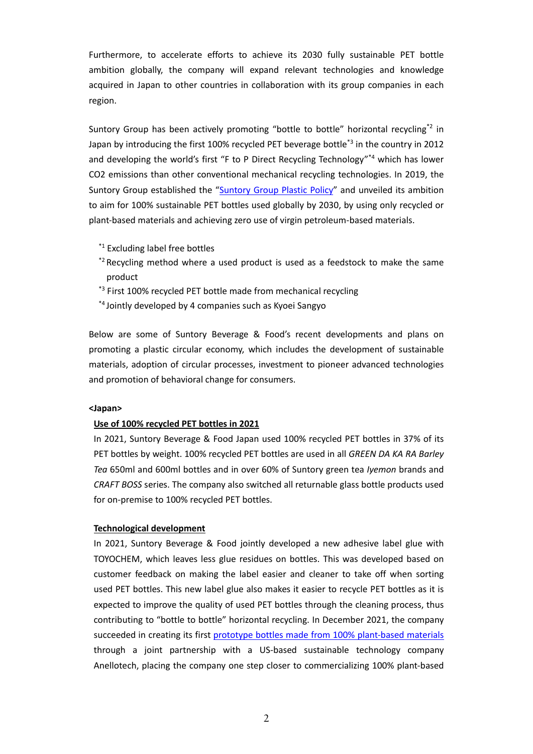Furthermore, to accelerate efforts to achieve its 2030 fully sustainable PET bottle ambition globally, the company will expand relevant technologies and knowledge acquired in Japan to other countries in collaboration with its group companies in each region.

Suntory Group has been actively promoting “bottle to bottle” horizontal recycling[*2] in Japan by introducing the first 100% recycled PET beverage bottle[*3] in the country in 2012 and developing the world’s first “F to P Direct Recycling Technology”[*4] which has lower CO2 emissions than other conventional mechanical recycling technologies. In 2019, the Suntory Group established the “Suntory Group Plastic Policy” and unveiled its ambition to aim for 100% sustainable PET bottles used globally by 2030, by using only recycled or plant-based materials and achieving zero use of virgin petroleum-based materials.

- [*1] Excluding label free bottles
- [*2] Recycling method where a used product is used as a feedstock to make the same product
- [*3] First 100% recycled PET bottle made from mechanical recycling
- [*4] Jointly developed by 4 companies such as Kyoei Sangyo

Below are some of Suntory Beverage & Food’s recent developments and plans on promoting a plastic circular economy, which includes the development of sustainable materials, adoption of circular processes, investment to pioneer advanced technologies and promotion of behavioral change for consumers.

**<Japan>**

**Use of 100% recycled PET bottles in 2021**

In 2021, Suntory Beverage & Food Japan used 100% recycled PET bottles in 37% of its PET bottles by weight. 100% recycled PET bottles are used in all *GREEN DA KA RA Barley Tea* 650ml and 600ml bottles and in over 60% of Suntory green tea *Iyemon* brands and *CRAFT BOSS* series. The company also switched all returnable glass bottle products used for on-premise to 100% recycled PET bottles.

**Technological development**

In 2021, Suntory Beverage & Food jointly developed a new adhesive label glue with TOYOCHEM, which leaves less glue residues on bottles. This was developed based on customer feedback on making the label easier and cleaner to take off when sorting used PET bottles. This new label glue also makes it easier to recycle PET bottles as it is expected to improve the quality of used PET bottles through the cleaning process, thus contributing to “bottle to bottle” horizontal recycling. In December 2021, the company succeeded in creating its first prototype bottles made from 100% plant-based materials through a joint partnership with a US-based sustainable technology company Anellotech, placing the company one step closer to commercializing 100% plant-based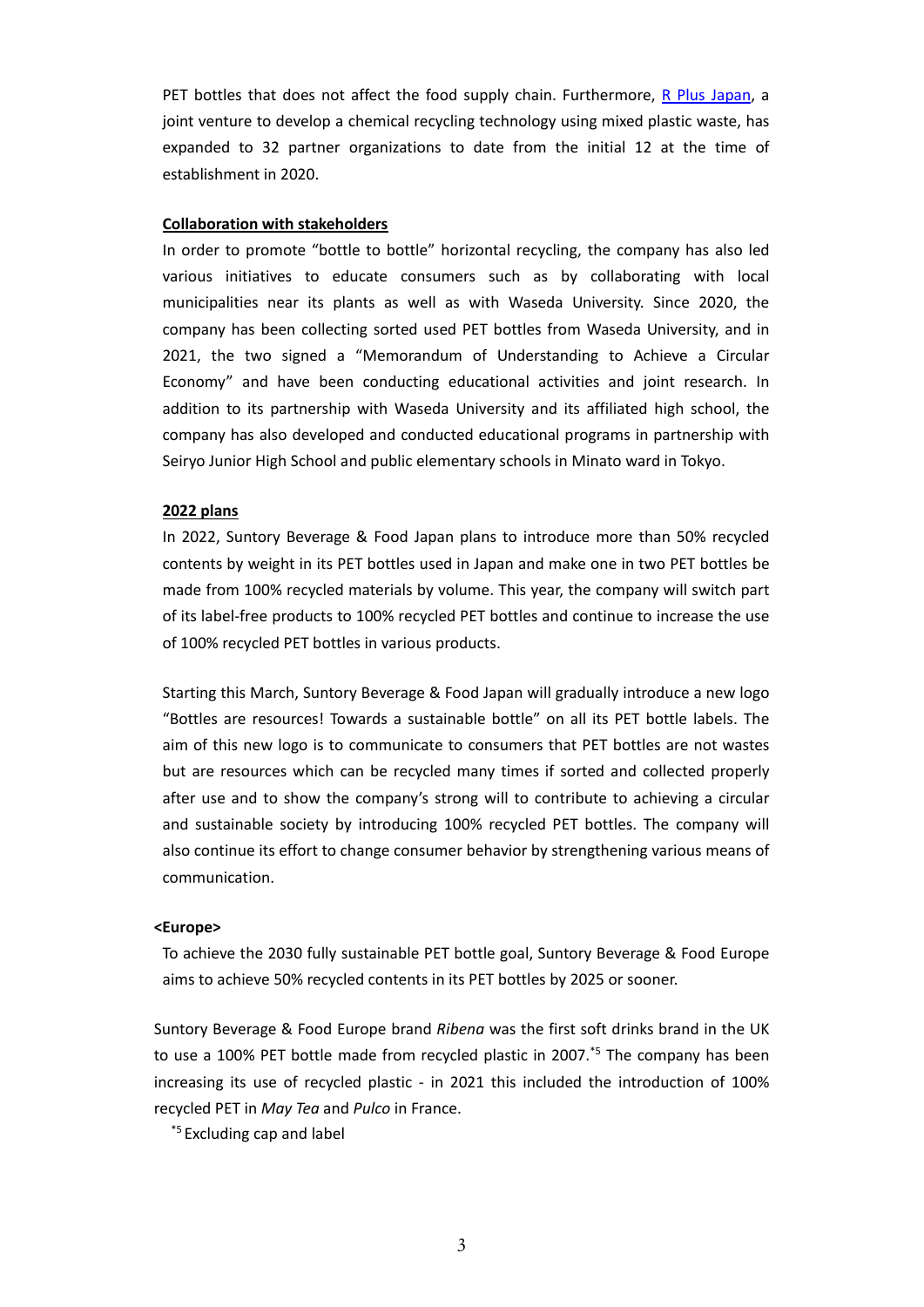PET bottles that does not affect the food supply chain. Furthermore, [R Plus Japan](), a joint venture to develop a chemical recycling technology using mixed plastic waste, has expanded to 32 partner organizations to date from the initial 12 at the time of establishment in 2020.

**Collaboration with stakeholders**

In order to promote "bottle to bottle" horizontal recycling, the company has also led various initiatives to educate consumers such as by collaborating with local municipalities near its plants as well as with Waseda University. Since 2020, the company has been collecting sorted used PET bottles from Waseda University, and in 2021, the two signed a "Memorandum of Understanding to Achieve a Circular Economy" and have been conducting educational activities and joint research. In addition to its partnership with Waseda University and its affiliated high school, the company has also developed and conducted educational programs in partnership with Seiryo Junior High School and public elementary schools in Minato ward in Tokyo.

**2022 plans**

In 2022, Suntory Beverage & Food Japan plans to introduce more than 50% recycled contents by weight in its PET bottles used in Japan and make one in two PET bottles be made from 100% recycled materials by volume. This year, the company will switch part of its label-free products to 100% recycled PET bottles and continue to increase the use of 100% recycled PET bottles in various products.

Starting this March, Suntory Beverage & Food Japan will gradually introduce a new logo "Bottles are resources! Towards a sustainable bottle" on all its PET bottle labels. The aim of this new logo is to communicate to consumers that PET bottles are not wastes but are resources which can be recycled many times if sorted and collected properly after use and to show the company's strong will to contribute to achieving a circular and sustainable society by introducing 100% recycled PET bottles. The company will also continue its effort to change consumer behavior by strengthening various means of communication.

**<Europe>**

To achieve the 2030 fully sustainable PET bottle goal, Suntory Beverage & Food Europe aims to achieve 50% recycled contents in its PET bottles by 2025 or sooner.

Suntory Beverage & Food Europe brand *Ribena* was the first soft drinks brand in the UK to use a 100% PET bottle made from recycled plastic in 2007.[*5] The company has been increasing its use of recycled plastic - in 2021 this included the introduction of 100% recycled PET in *May Tea* and *Pulco* in France.

[*5] Excluding cap and label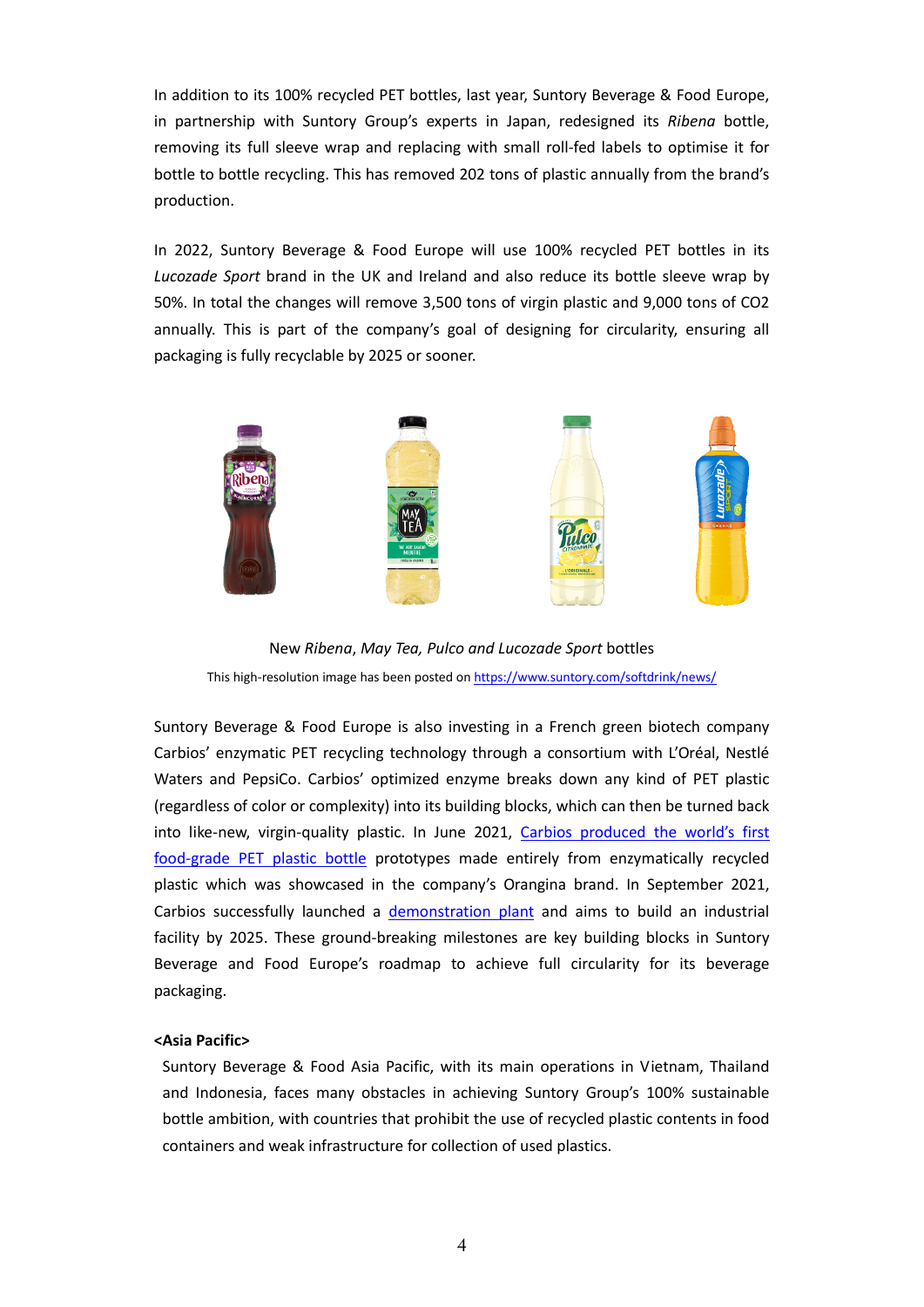In addition to its 100% recycled PET bottles, last year, Suntory Beverage & Food Europe, in partnership with Suntory Group's experts in Japan, redesigned its *Ribena* bottle, removing its full sleeve wrap and replacing with small roll-fed labels to optimise it for bottle to bottle recycling. This has removed 202 tons of plastic annually from the brand's production.

In 2022, Suntory Beverage & Food Europe will use 100% recycled PET bottles in its *Lucozade Sport* brand in the UK and Ireland and also reduce its bottle sleeve wrap by 50%. In total the changes will remove 3,500 tons of virgin plastic and 9,000 tons of CO2 annually. This is part of the company's goal of designing for circularity, ensuring all packaging is fully recyclable by 2025 or sooner.

New *Ribena*, *May Tea, Pulco and Lucozade Sport* bottles

This high-resolution image has been posted on [https://www.suntory.com/softdrink/news/](https://www.suntory.com/softdrink/news/)

Suntory Beverage & Food Europe is also investing in a French green biotech company Carbios' enzymatic PET recycling technology through a consortium with L'Oréal, Nestlé Waters and PepsiCo. Carbios' optimized enzyme breaks down any kind of PET plastic (regardless of color or complexity) into its building blocks, which can then be turned back into like-new, virgin-quality plastic. In June 2021, Carbios produced the world's first food-grade PET plastic bottle prototypes made entirely from enzymatically recycled plastic which was showcased in the company's Orangina brand. In September 2021, Carbios successfully launched a demonstration plant and aims to build an industrial facility by 2025. These ground-breaking milestones are key building blocks in Suntory Beverage and Food Europe's roadmap to achieve full circularity for its beverage packaging.

**<Asia Pacific>**

Suntory Beverage & Food Asia Pacific, with its main operations in Vietnam, Thailand and Indonesia, faces many obstacles in achieving Suntory Group's 100% sustainable bottle ambition, with countries that prohibit the use of recycled plastic contents in food containers and weak infrastructure for collection of used plastics.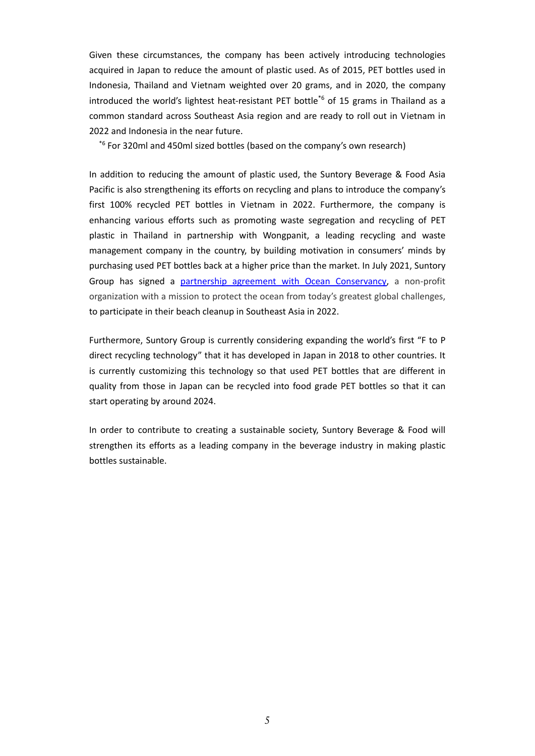Given these circumstances, the company has been actively introducing technologies acquired in Japan to reduce the amount of plastic used. As of 2015, PET bottles used in Indonesia, Thailand and Vietnam weighted over 20 grams, and in 2020, the company introduced the world's lightest heat-resistant PET bottle[*6] of 15 grams in Thailand as a common standard across Southeast Asia region and are ready to roll out in Vietnam in 2022 and Indonesia in the near future.

[*6] For 320ml and 450ml sized bottles (based on the company's own research)

In addition to reducing the amount of plastic used, the Suntory Beverage & Food Asia Pacific is also strengthening its efforts on recycling and plans to introduce the company's first 100% recycled PET bottles in Vietnam in 2022. Furthermore, the company is enhancing various efforts such as promoting waste segregation and recycling of PET plastic in Thailand in partnership with Wongpanit, a leading recycling and waste management company in the country, by building motivation in consumers' minds by purchasing used PET bottles back at a higher price than the market. In July 2021, Suntory Group has signed a partnership agreement with Ocean Conservancy, a non-profit organization with a mission to protect the ocean from today's greatest global challenges, to participate in their beach cleanup in Southeast Asia in 2022.

Furthermore, Suntory Group is currently considering expanding the world's first "F to P direct recycling technology" that it has developed in Japan in 2018 to other countries. It is currently customizing this technology so that used PET bottles that are different in quality from those in Japan can be recycled into food grade PET bottles so that it can start operating by around 2024.

In order to contribute to creating a sustainable society, Suntory Beverage & Food will strengthen its efforts as a leading company in the beverage industry in making plastic bottles sustainable.